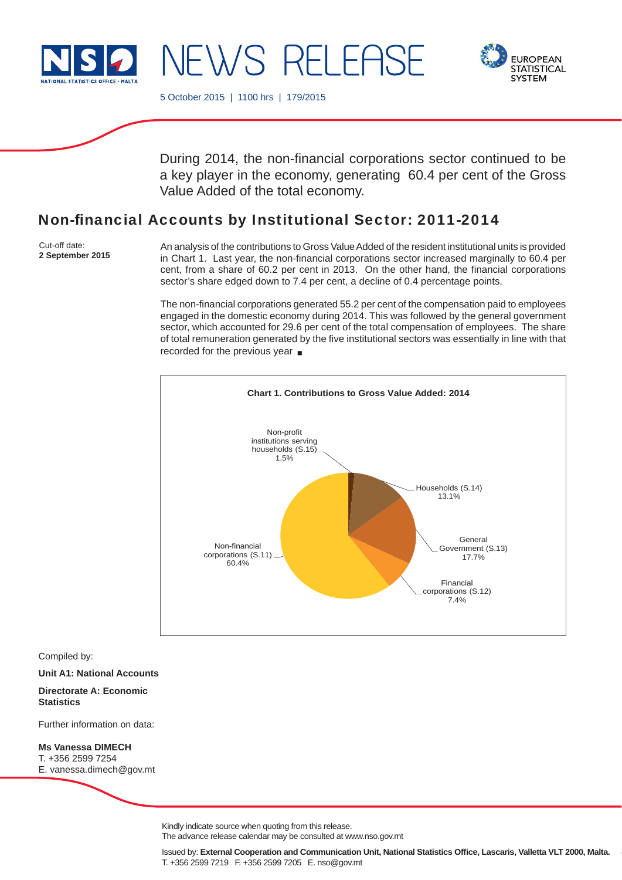NSO NATIONAL STATISTICS OFFICE • MALTA

# NEWS RELEASE

EUROPEAN STATISTICAL SYSTEM

5 October 2015 | 1100 hrs | 179/2015

During 2014, the non-financial corporations sector continued to be a key player in the economy, generating 60.4 per cent of the Gross Value Added of the total economy.

## Non-financial Accounts by Institutional Sector: 2011-2014

Cut-off date:
**2 September 2015**

An analysis of the contributions to Gross Value Added of the resident institutional units is provided in Chart 1. Last year, the non-financial corporations sector increased marginally to 60.4 per cent, from a share of 60.2 per cent in 2013. On the other hand, the financial corporations sector's share edged down to 7.4 per cent, a decline of 0.4 percentage points.

The non-financial corporations generated 55.2 per cent of the compensation paid to employees engaged in the domestic economy during 2014. This was followed by the general government sector, which accounted for 29.6 per cent of the total compensation of employees. The share of total remuneration generated by the five institutional sectors was essentially in line with that recorded for the previous year ■

**Chart 1. Contributions to Gross Value Added: 2014**

| Sector | Share |
|---|---|
| Non-financial corporations (S.11) | 60.4% |
| Financial corporations (S.12) | 7.4% |
| General Government (S.13) | 17.7% |
| Households (S.14) | 13.1% |
| Non-profit institutions serving households (S.15) | 1.5% |

Compiled by:

**Unit A1: National Accounts**

**Directorate A: Economic Statistics**

Further information on data:

**Ms Vanessa DIMECH**
T. +356 2599 7254
E. vanessa.dimech@gov.mt

Kindly indicate source when quoting from this release.
The advance release calendar may be consulted at www.nso.gov.mt

Issued by: **External Cooperation and Communication Unit, National Statistics Office, Lascaris, Valletta VLT 2000, Malta.**
T. +356 2599 7219 F. +356 2599 7205 E. nso@gov.mt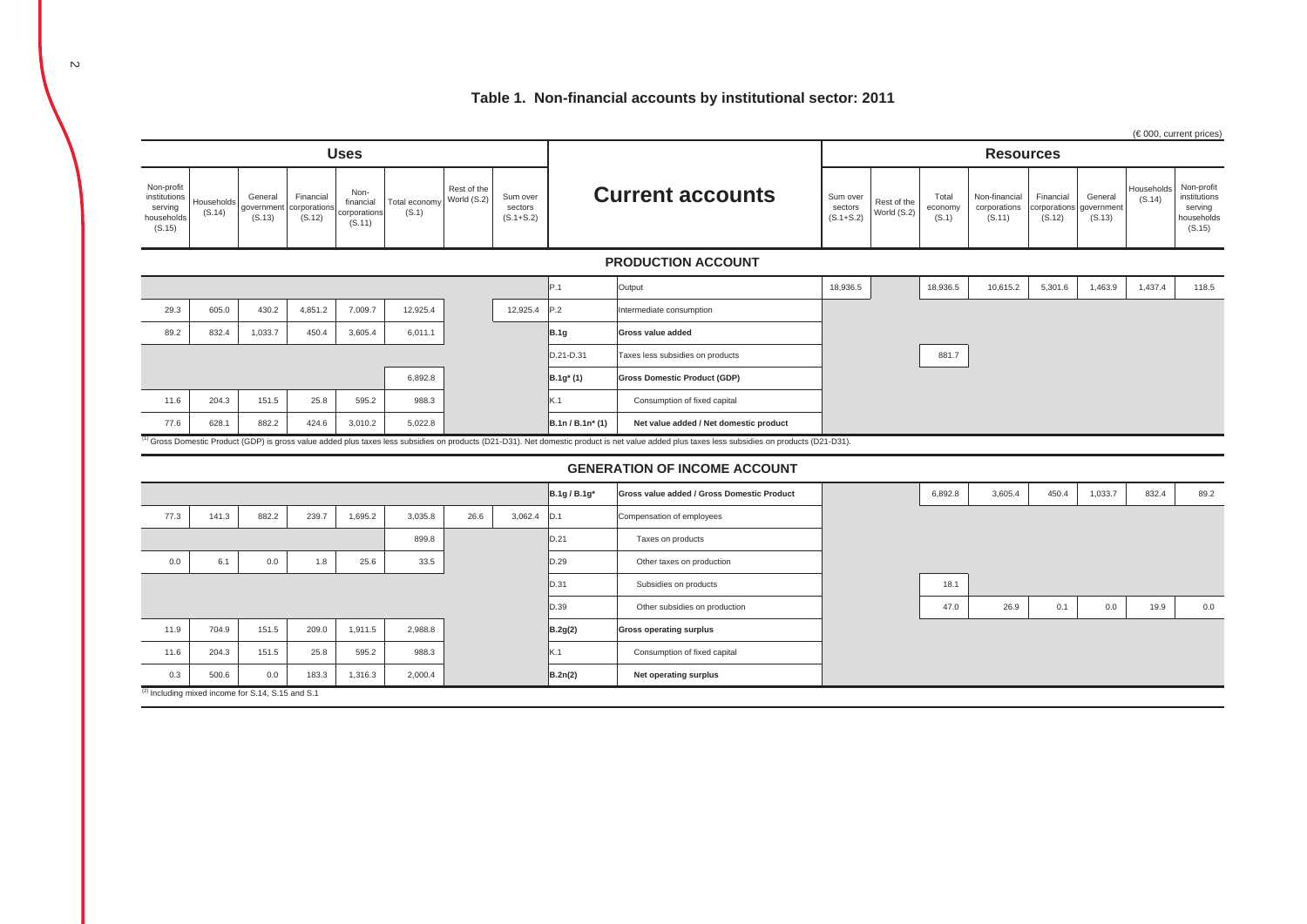## Table 1. Non-financial accounts by institutional sector: 2011

(€ 000, current prices)

| Uses | | | | | | | | Current accounts | | Resources | | | | | | | |
|---|---|---|---|---|---|---|---|---|---|---|---|---|---|---|---|---|---|
| Non-profit institutions serving households (S.15) | Households (S.14) | General government (S.13) | Financial corporations (S.12) | Non-financial corporations (S.11) | Total economy (S.1) | Rest of the World (S.2) | Sum over sectors (S.1+S.2) | | | Sum over sectors (S.1+S.2) | Rest of the World (S.2) | Total economy (S.1) | Non-financial corporations (S.11) | Financial corporations (S.12) | General government (S.13) | Households (S.14) | Non-profit institutions serving households (S.15) |
| | | | | | | | | | **PRODUCTION ACCOUNT** | | | | | | | | |
| | | | | | | | | P.1 | Output | 18,936.5 | | 18,936.5 | 10,615.2 | 5,301.6 | 1,463.9 | 1,437.4 | 118.5 |
| 29.3 | 605.0 | 430.2 | 4,851.2 | 7,009.7 | 12,925.4 | | 12,925.4 | P.2 | Intermediate consumption | | | | | | | | |
| 89.2 | 832.4 | 1,033.7 | 450.4 | 3,605.4 | 6,011.1 | | | **B.1g** | **Gross value added** | | | | | | | | |
| | | | | | | | | D.21-D.31 | Taxes less subsidies on products | | | 881.7 | | | | | |
| | | | | | 6,892.8 | | | **B.1g* (1)** | **Gross Domestic Product (GDP)** | | | | | | | | |
| 11.6 | 204.3 | 151.5 | 25.8 | 595.2 | 988.3 | | | K.1 | Consumption of fixed capital | | | | | | | | |
| 77.6 | 628.1 | 882.2 | 424.6 | 3,010.2 | 5,022.8 | | | **B.1n / B.1n* (1)** | **Net value added / Net domestic product** | | | | | | | | |

(1) Gross Domestic Product (GDP) is gross value added plus taxes less subsidies on products (D21-D31). Net domestic product is net value added plus taxes less subsidies on products (D21-D31).

| Uses | | | | | | | | Current accounts | | Resources | | | | | | | |
|---|---|---|---|---|---|---|---|---|---|---|---|---|---|---|---|---|---|
| Non-profit institutions serving households (S.15) | Households (S.14) | General government (S.13) | Financial corporations (S.12) | Non-financial corporations (S.11) | Total economy (S.1) | Rest of the World (S.2) | Sum over sectors (S.1+S.2) | | | Sum over sectors (S.1+S.2) | Rest of the World (S.2) | Total economy (S.1) | Non-financial corporations (S.11) | Financial corporations (S.12) | General government (S.13) | Households (S.14) | Non-profit institutions serving households (S.15) |
| | | | | | | | | | **GENERATION OF INCOME ACCOUNT** | | | | | | | | |
| | | | | | | | | **B.1g / B.1g*** | **Gross value added / Gross Domestic Product** | | | 6,892.8 | 3,605.4 | 450.4 | 1,033.7 | 832.4 | 89.2 |
| 77.3 | 141.3 | 882.2 | 239.7 | 1,695.2 | 3,035.8 | 26.6 | 3,062.4 | D.1 | Compensation of employees | | | | | | | | |
| | | | | | 899.8 | | | D.21 | Taxes on products | | | | | | | | |
| 0.0 | 6.1 | 0.0 | 1.8 | 25.6 | 33.5 | | | D.29 | Other taxes on production | | | | | | | | |
| | | | | | | | | D.31 | Subsidies on products | | | 18.1 | | | | | |
| | | | | | | | | D.39 | Other subsidies on production | | | 47.0 | 26.9 | 0.1 | 0.0 | 19.9 | 0.0 |
| 11.9 | 704.9 | 151.5 | 209.0 | 1,911.5 | 2,988.8 | | | **B.2g(2)** | **Gross operating surplus** | | | | | | | | |
| 11.6 | 204.3 | 151.5 | 25.8 | 595.2 | 988.3 | | | K.1 | Consumption of fixed capital | | | | | | | | |
| 0.3 | 500.6 | 0.0 | 183.3 | 1,316.3 | 2,000.4 | | | **B.2n(2)** | **Net operating surplus** | | | | | | | | |

(2) Including mixed income for S.14, S.15 and S.1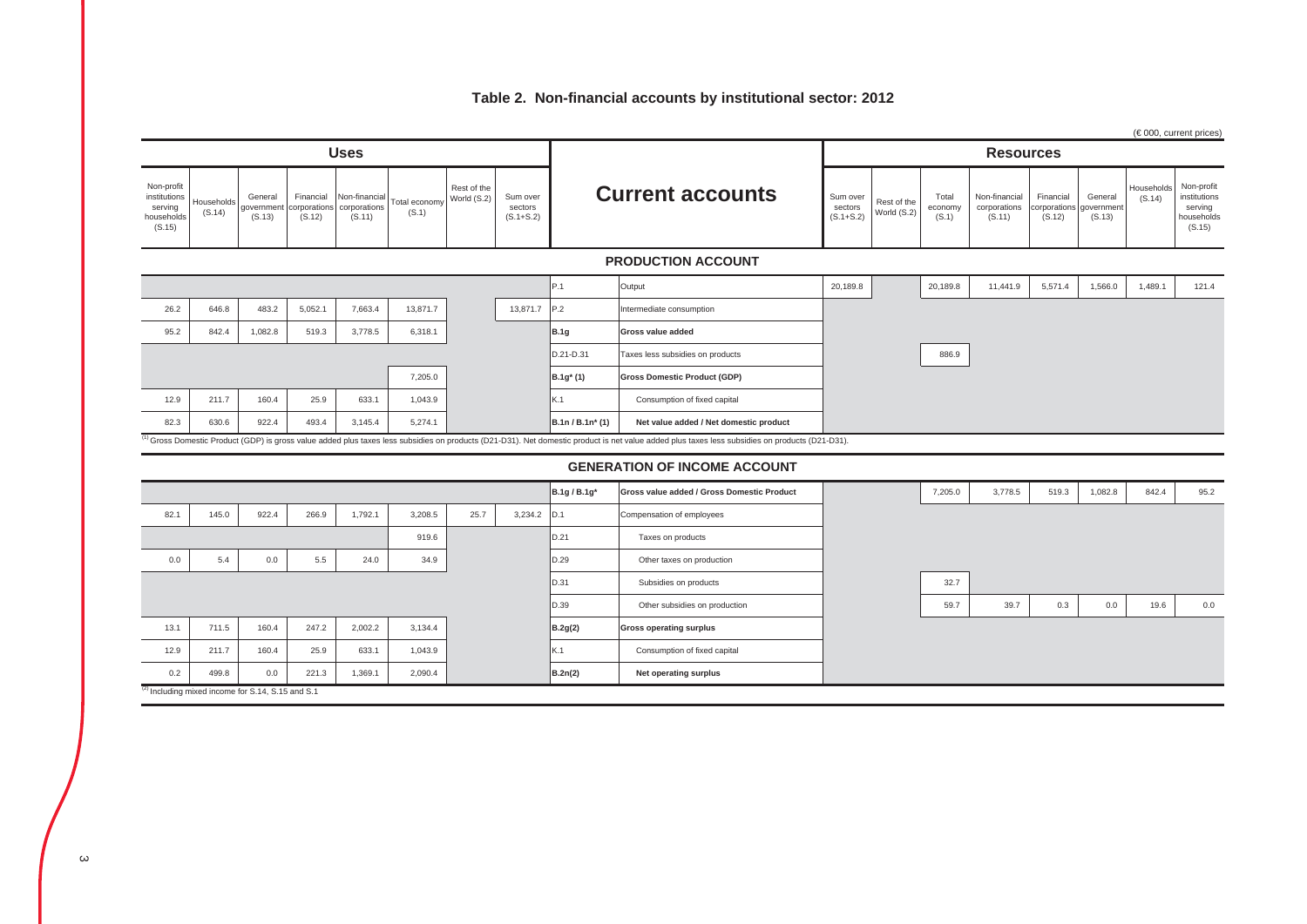## Table 2. Non-financial accounts by institutional sector: 2012

(€ 000, current prices)

| Uses | | | | | | | | Current accounts | | Resources | | | | | | | |
|---|---|---|---|---|---|---|---|---|---|---|---|---|---|---|---|---|---|
| Non-profit institutions serving households (S.15) | Households (S.14) | General government (S.13) | Financial corporations (S.12) | Non-financial corporations (S.11) | Total economy (S.1) | Rest of the World (S.2) | Sum over sectors (S.1+S.2) | | | Sum over sectors (S.1+S.2) | Rest of the World (S.2) | Total economy (S.1) | Non-financial corporations (S.11) | Financial corporations (S.12) | General government (S.13) | Households (S.14) | Non-profit institutions serving households (S.15) |
| | | | | | | | | | **PRODUCTION ACCOUNT** | | | | | | | | |
| | | | | | | | | P.1 | Output | 20,189.8 | | 20,189.8 | 11,441.9 | 5,571.4 | 1,566.0 | 1,489.1 | 121.4 |
| 26.2 | 646.8 | 483.2 | 5,052.1 | 7,663.4 | 13,871.7 | | 13,871.7 | P.2 | Intermediate consumption | | | | | | | | |
| 95.2 | 842.4 | 1,082.8 | 519.3 | 3,778.5 | 6,318.1 | | | **B.1g** | **Gross value added** | | | | | | | | |
| | | | | | | | | D.21-D.31 | Taxes less subsidies on products | | | 886.9 | | | | | |
| | | | | | 7,205.0 | | | **B.1g* (1)** | **Gross Domestic Product (GDP)** | | | | | | | | |
| 12.9 | 211.7 | 160.4 | 25.9 | 633.1 | 1,043.9 | | | K.1 | Consumption of fixed capital | | | | | | | | |
| 82.3 | 630.6 | 922.4 | 493.4 | 3,145.4 | 5,274.1 | | | **B.1n / B.1n* (1)** | **Net value added / Net domestic product** | | | | | | | | |

(1) Gross Domestic Product (GDP) is gross value added plus taxes less subsidies on products (D21-D31). Net domestic product is net value added plus taxes less subsidies on products (D21-D31).

| Uses | | | | | | | | Current accounts | | Resources | | | | | | | |
|---|---|---|---|---|---|---|---|---|---|---|---|---|---|---|---|---|---|
| Non-profit institutions serving households (S.15) | Households (S.14) | General government (S.13) | Financial corporations (S.12) | Non-financial corporations (S.11) | Total economy (S.1) | Rest of the World (S.2) | Sum over sectors (S.1+S.2) | | | Sum over sectors (S.1+S.2) | Rest of the World (S.2) | Total economy (S.1) | Non-financial corporations (S.11) | Financial corporations (S.12) | General government (S.13) | Households (S.14) | Non-profit institutions serving households (S.15) |
| | | | | | | | | | **GENERATION OF INCOME ACCOUNT** | | | | | | | | |
| | | | | | | | | **B.1g / B.1g*** | **Gross value added / Gross Domestic Product** | | | 7,205.0 | 3,778.5 | 519.3 | 1,082.8 | 842.4 | 95.2 |
| 82.1 | 145.0 | 922.4 | 266.9 | 1,792.1 | 3,208.5 | 25.7 | 3,234.2 | D.1 | Compensation of employees | | | | | | | | |
| | | | | | 919.6 | | | D.21 | Taxes on products | | | | | | | | |
| 0.0 | 5.4 | 0.0 | 5.5 | 24.0 | 34.9 | | | D.29 | Other taxes on production | | | | | | | | |
| | | | | | | | | D.31 | Subsidies on products | | | 32.7 | | | | | |
| | | | | | | | | D.39 | Other subsidies on production | | | 59.7 | 39.7 | 0.3 | 0.0 | 19.6 | 0.0 |
| 13.1 | 711.5 | 160.4 | 247.2 | 2,002.2 | 3,134.4 | | | **B.2g(2)** | **Gross operating surplus** | | | | | | | | |
| 12.9 | 211.7 | 160.4 | 25.9 | 633.1 | 1,043.9 | | | K.1 | Consumption of fixed capital | | | | | | | | |
| 0.2 | 499.8 | 0.0 | 221.3 | 1,369.1 | 2,090.4 | | | **B.2n(2)** | **Net operating surplus** | | | | | | | | |

(2) Including mixed income for S.14, S.15 and S.1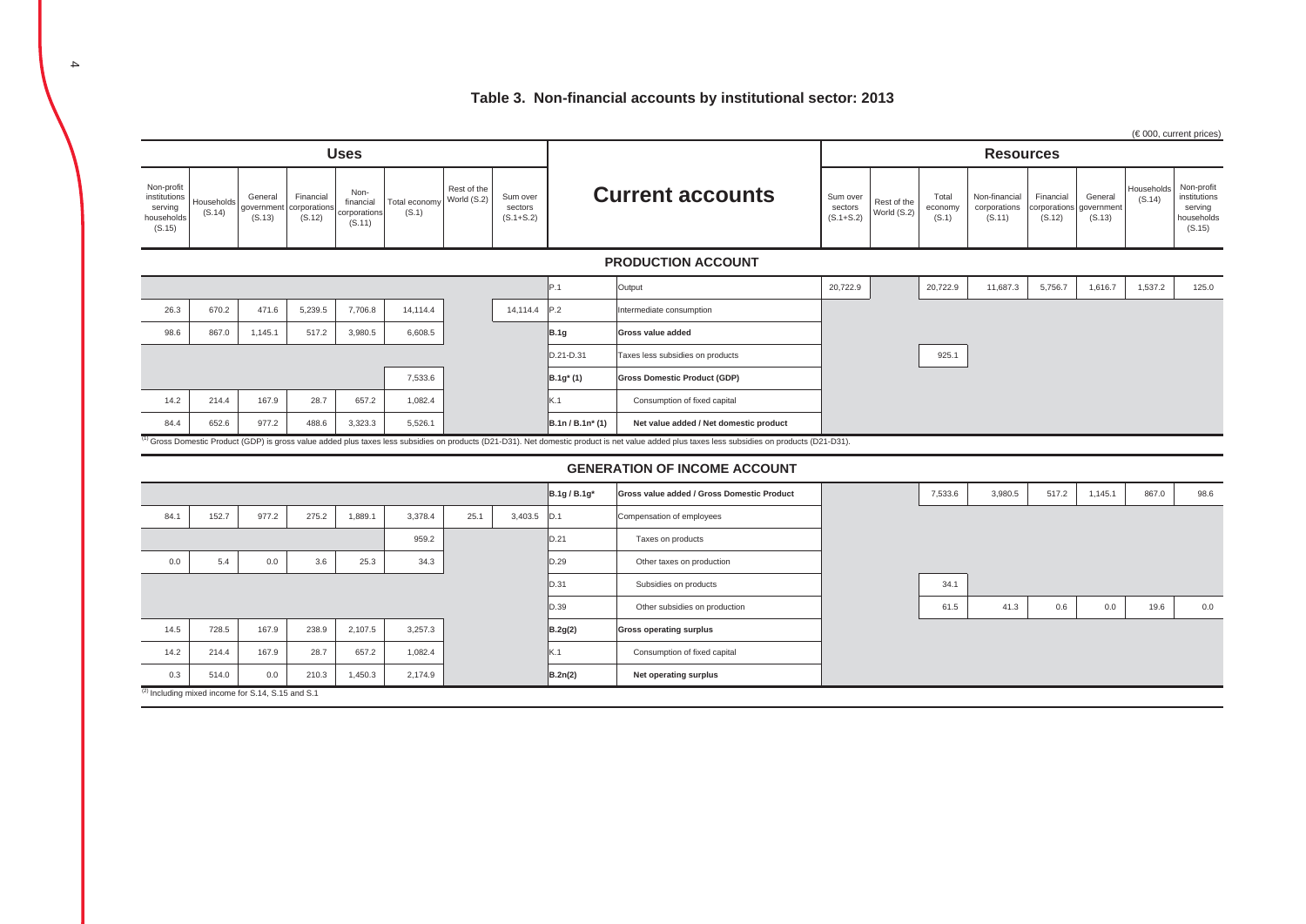### Table 3. Non-financial accounts by institutional sector: 2013

(€ 000, current prices)

| Uses | | | | | | | | Current accounts | | Resources | | | | | | | |
|---|---|---|---|---|---|---|---|---|---|---|---|---|---|---|---|---|---|
| Non-profit institutions serving households (S.15) | Households (S.14) | General government (S.13) | Financial corporations (S.12) | Non-financial corporations (S.11) | Total economy (S.1) | Rest of the World (S.2) | Sum over sectors (S.1+S.2) | | | Sum over sectors (S.1+S.2) | Rest of the World (S.2) | Total economy (S.1) | Non-financial corporations (S.11) | Financial corporations (S.12) | General government (S.13) | Households (S.14) | Non-profit institutions serving households (S.15) |
| | | | | | | | | | **PRODUCTION ACCOUNT** | | | | | | | | |
| | | | | | | | | P.1 | Output | 20,722.9 | | 20,722.9 | 11,687.3 | 5,756.7 | 1,616.7 | 1,537.2 | 125.0 |
| 26.3 | 670.2 | 471.6 | 5,239.5 | 7,706.8 | 14,114.4 | | 14,114.4 | P.2 | Intermediate consumption | | | | | | | | |
| 98.6 | 867.0 | 1,145.1 | 517.2 | 3,980.5 | 6,608.5 | | | **B.1g** | **Gross value added** | | | | | | | | |
| | | | | | | | | D.21-D.31 | Taxes less subsidies on products | | | 925.1 | | | | | |
| | | | | | 7,533.6 | | | **B.1g* (1)** | **Gross Domestic Product (GDP)** | | | | | | | | |
| 14.2 | 214.4 | 167.9 | 28.7 | 657.2 | 1,082.4 | | | K.1 | Consumption of fixed capital | | | | | | | | |
| 84.4 | 652.6 | 977.2 | 488.6 | 3,323.3 | 5,526.1 | | | **B.1n / B.1n* (1)** | **Net value added / Net domestic product** | | | | | | | | |

(1) Gross Domestic Product (GDP) is gross value added plus taxes less subsidies on products (D21-D31). Net domestic product is net value added plus taxes less subsidies on products (D21-D31).

| Non-profit institutions serving households (S.15) | Households (S.14) | General government (S.13) | Financial corporations (S.12) | Non-financial corporations (S.11) | Total economy (S.1) | Rest of the World (S.2) | Sum over sectors (S.1+S.2) | | | Sum over sectors (S.1+S.2) | Rest of the World (S.2) | Total economy (S.1) | Non-financial corporations (S.11) | Financial corporations (S.12) | General government (S.13) | Households (S.14) | Non-profit institutions serving households (S.15) |
|---|---|---|---|---|---|---|---|---|---|---|---|---|---|---|---|---|---|
| | | | | | | | | | **GENERATION OF INCOME ACCOUNT** | | | | | | | | |
| | | | | | | | | **B.1g / B.1g*** | **Gross value added / Gross Domestic Product** | | | 7,533.6 | 3,980.5 | 517.2 | 1,145.1 | 867.0 | 98.6 |
| 84.1 | 152.7 | 977.2 | 275.2 | 1,889.1 | 3,378.4 | 25.1 | 3,403.5 | D.1 | Compensation of employees | | | | | | | | |
| | | | | | 959.2 | | | D.21 | Taxes on products | | | | | | | | |
| 0.0 | 5.4 | 0.0 | 3.6 | 25.3 | 34.3 | | | D.29 | Other taxes on production | | | | | | | | |
| | | | | | | | | D.31 | Subsidies on products | | | 34.1 | | | | | |
| | | | | | | | | D.39 | Other subsidies on production | | | 61.5 | 41.3 | 0.6 | 0.0 | 19.6 | 0.0 |
| 14.5 | 728.5 | 167.9 | 238.9 | 2,107.5 | 3,257.3 | | | **B.2g(2)** | **Gross operating surplus** | | | | | | | | |
| 14.2 | 214.4 | 167.9 | 28.7 | 657.2 | 1,082.4 | | | K.1 | Consumption of fixed capital | | | | | | | | |
| 0.3 | 514.0 | 0.0 | 210.3 | 1,450.3 | 2,174.9 | | | **B.2n(2)** | **Net operating surplus** | | | | | | | | |

(2) Including mixed income for S.14, S.15 and S.1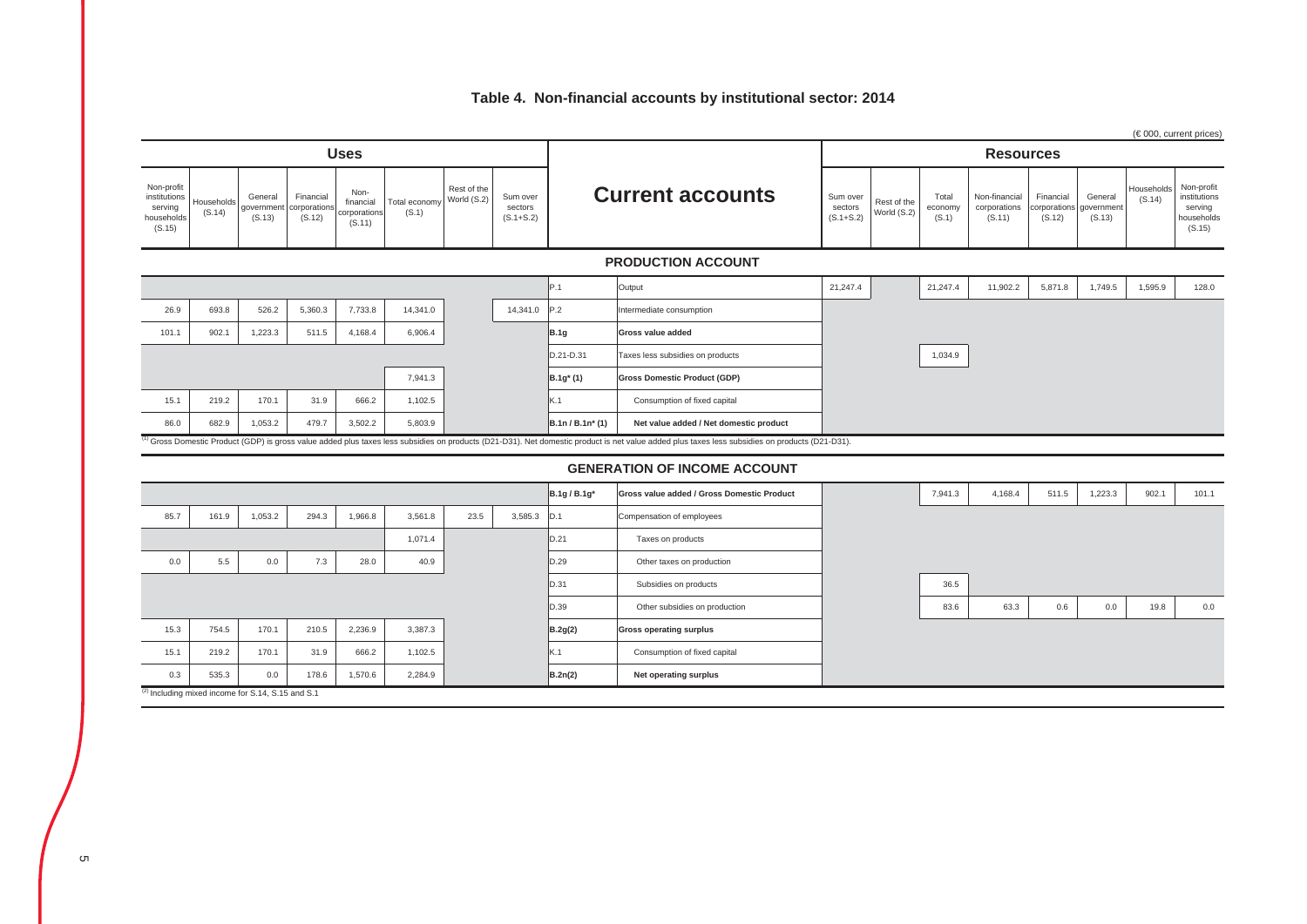# Table 4. Non-financial accounts by institutional sector: 2014

(€ 000, current prices)

| Uses | | | | | | | | Current accounts | | Resources | | | | | | | |
|---|---|---|---|---|---|---|---|---|---|---|---|---|---|---|---|---|---|
| Non-profit institutions serving households (S.15) | Households (S.14) | General government (S.13) | Financial corporations (S.12) | Non-financial corporations (S.11) | Total economy (S.1) | Rest of the World (S.2) | Sum over sectors (S.1+S.2) | | | Sum over sectors (S.1+S.2) | Rest of the World (S.2) | Total economy (S.1) | Non-financial corporations (S.11) | Financial corporations (S.12) | General government (S.13) | Households (S.14) | Non-profit institutions serving households (S.15) |
| | | | | | | | | | **PRODUCTION ACCOUNT** | | | | | | | | |
| | | | | | | | | P.1 | Output | 21,247.4 | | 21,247.4 | 11,902.2 | 5,871.8 | 1,749.5 | 1,595.9 | 128.0 |
| 26.9 | 693.8 | 526.2 | 5,360.3 | 7,733.8 | 14,341.0 | | 14,341.0 | P.2 | Intermediate consumption | | | | | | | | |
| 101.1 | 902.1 | 1,223.3 | 511.5 | 4,168.4 | 6,906.4 | | | **B.1g** | **Gross value added** | | | | | | | | |
| | | | | | | | | D.21-D.31 | Taxes less subsidies on products | | | 1,034.9 | | | | | |
| | | | | | 7,941.3 | | | **B.1g* (1)** | **Gross Domestic Product (GDP)** | | | | | | | | |
| 15.1 | 219.2 | 170.1 | 31.9 | 666.2 | 1,102.5 | | | K.1 | Consumption of fixed capital | | | | | | | | |
| 86.0 | 682.9 | 1,053.2 | 479.7 | 3,502.2 | 5,803.9 | | | **B.1n / B.1n* (1)** | **Net value added / Net domestic product** | | | | | | | | |

(1) Gross Domestic Product (GDP) is gross value added plus taxes less subsidies on products (D21-D31). Net domestic product is net value added plus taxes less subsidies on products (D21-D31).

| Uses | | | | | | | | Current accounts | | Resources | | | | | | | |
|---|---|---|---|---|---|---|---|---|---|---|---|---|---|---|---|---|---|
| S.15 | S.14 | S.13 | S.12 | S.11 | S.1 | S.2 | S.1+S.2 | | | S.1+S.2 | S.2 | S.1 | S.11 | S.12 | S.13 | S.14 | S.15 |
| | | | | | | | | | **GENERATION OF INCOME ACCOUNT** | | | | | | | | |
| | | | | | | | | **B.1g / B.1g*** | **Gross value added / Gross Domestic Product** | | | 7,941.3 | 4,168.4 | 511.5 | 1,223.3 | 902.1 | 101.1 |
| 85.7 | 161.9 | 1,053.2 | 294.3 | 1,966.8 | 3,561.8 | 23.5 | 3,585.3 | D.1 | Compensation of employees | | | | | | | | |
| | | | | | 1,071.4 | | | D.21 | Taxes on products | | | | | | | | |
| 0.0 | 5.5 | 0.0 | 7.3 | 28.0 | 40.9 | | | D.29 | Other taxes on production | | | | | | | | |
| | | | | | | | | D.31 | Subsidies on products | | | 36.5 | | | | | |
| | | | | | | | | D.39 | Other subsidies on production | | | 83.6 | 63.3 | 0.6 | 0.0 | 19.8 | 0.0 |
| 15.3 | 754.5 | 170.1 | 210.5 | 2,236.9 | 3,387.3 | | | **B.2g(2)** | **Gross operating surplus** | | | | | | | | |
| 15.1 | 219.2 | 170.1 | 31.9 | 666.2 | 1,102.5 | | | K.1 | Consumption of fixed capital | | | | | | | | |
| 0.3 | 535.3 | 0.0 | 178.6 | 1,570.6 | 2,284.9 | | | **B.2n(2)** | **Net operating surplus** | | | | | | | | |

(2) Including mixed income for S.14, S.15 and S.1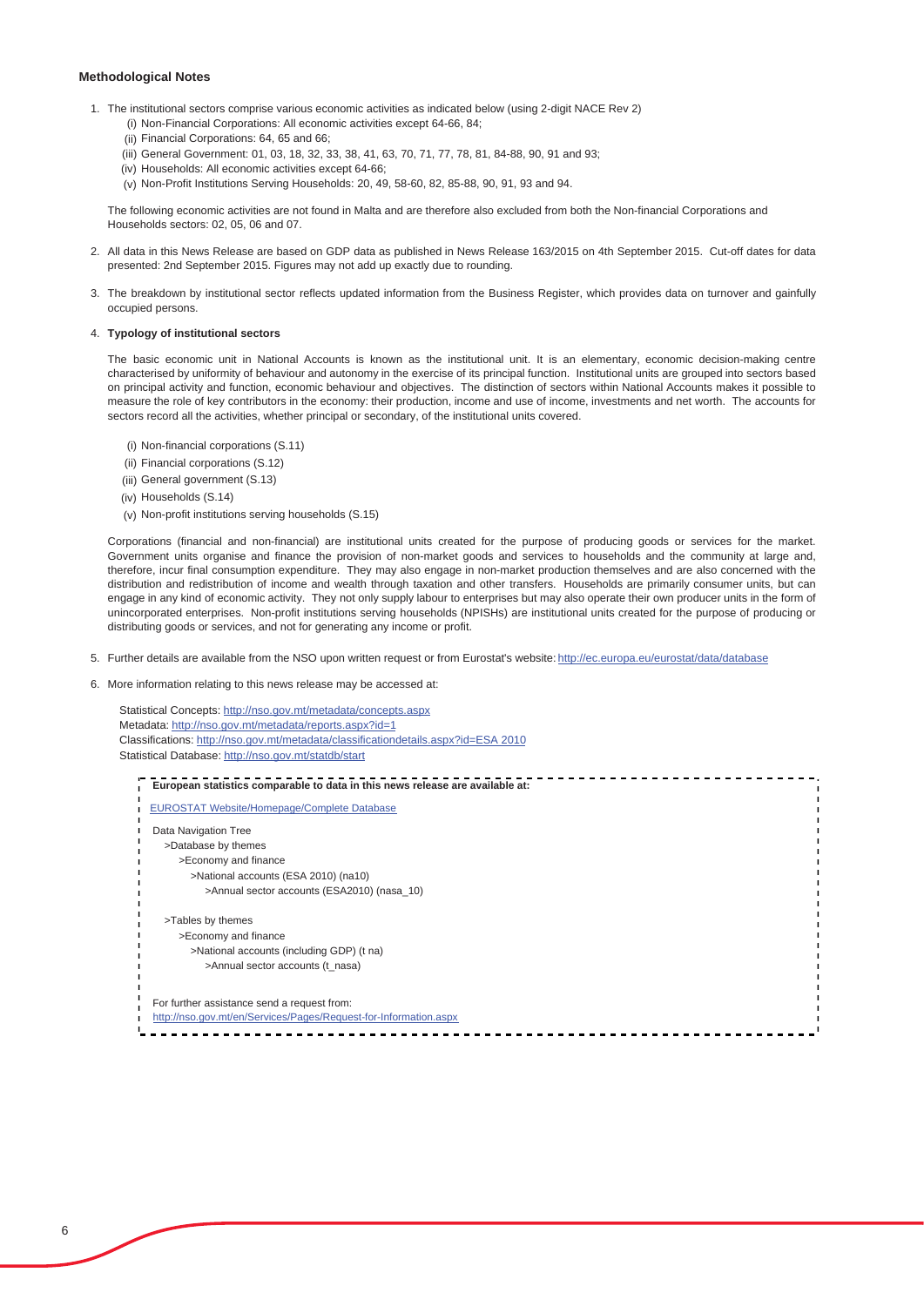**Methodological Notes**

1. The institutional sectors comprise various economic activities as indicated below (using 2-digit NACE Rev 2)
   - (i) Non-Financial Corporations: All economic activities except 64-66, 84;
   - (ii) Financial Corporations: 64, 65 and 66;
   - (iii) General Government: 01, 03, 18, 32, 33, 38, 41, 63, 70, 71, 77, 78, 81, 84-88, 90, 91 and 93;
   - (iv) Households: All economic activities except 64-66;
   - (v) Non-Profit Institutions Serving Households: 20, 49, 58-60, 82, 85-88, 90, 91, 93 and 94.

   The following economic activities are not found in Malta and are therefore also excluded from both the Non-financial Corporations and Households sectors: 02, 05, 06 and 07.

2. All data in this News Release are based on GDP data as published in News Release 163/2015 on 4th September 2015. Cut-off dates for data presented: 2nd September 2015. Figures may not add up exactly due to rounding.

3. The breakdown by institutional sector reflects updated information from the Business Register, which provides data on turnover and gainfully occupied persons.

4. **Typology of institutional sectors**

   The basic economic unit in National Accounts is known as the institutional unit. It is an elementary, economic decision-making centre characterised by uniformity of behaviour and autonomy in the exercise of its principal function. Institutional units are grouped into sectors based on principal activity and function, economic behaviour and objectives. The distinction of sectors within National Accounts makes it possible to measure the role of key contributors in the economy: their production, income and use of income, investments and net worth. The accounts for sectors record all the activities, whether principal or secondary, of the institutional units covered.

   - (i) Non-financial corporations (S.11)
   - (ii) Financial corporations (S.12)
   - (iii) General government (S.13)
   - (iv) Households (S.14)
   - (v) Non-profit institutions serving households (S.15)

   Corporations (financial and non-financial) are institutional units created for the purpose of producing goods or services for the market. Government units organise and finance the provision of non-market goods and services to households and the community at large and, therefore, incur final consumption expenditure. They may also engage in non-market production themselves and are also concerned with the distribution and redistribution of income and wealth through taxation and other transfers. Households are primarily consumer units, but can engage in any kind of economic activity. They not only supply labour to enterprises but may also operate their own producer units in the form of unincorporated enterprises. Non-profit institutions serving households (NPISHs) are institutional units created for the purpose of producing or distributing goods or services, and not for generating any income or profit.

5. Further details are available from the NSO upon written request or from Eurostat's website: http://ec.europa.eu/eurostat/data/database

6. More information relating to this news release may be accessed at:

   Statistical Concepts: http://nso.gov.mt/metadata/concepts.aspx
   Metadata: http://nso.gov.mt/metadata/reports.aspx?id=1
   Classifications: http://nso.gov.mt/metadata/classificationdetails.aspx?id=ESA 2010
   Statistical Database: http://nso.gov.mt/statdb/start

**European statistics comparable to data in this news release are available at:**

EUROSTAT Website/Homepage/Complete Database

Data Navigation Tree
>Database by themes
>Economy and finance
>National accounts (ESA 2010) (na10)
>Annual sector accounts (ESA2010) (nasa_10)

>Tables by themes
>Economy and finance
>National accounts (including GDP) (t na)
>Annual sector accounts (t_nasa)

For further assistance send a request from:
http://nso.gov.mt/en/Services/Pages/Request-for-Information.aspx